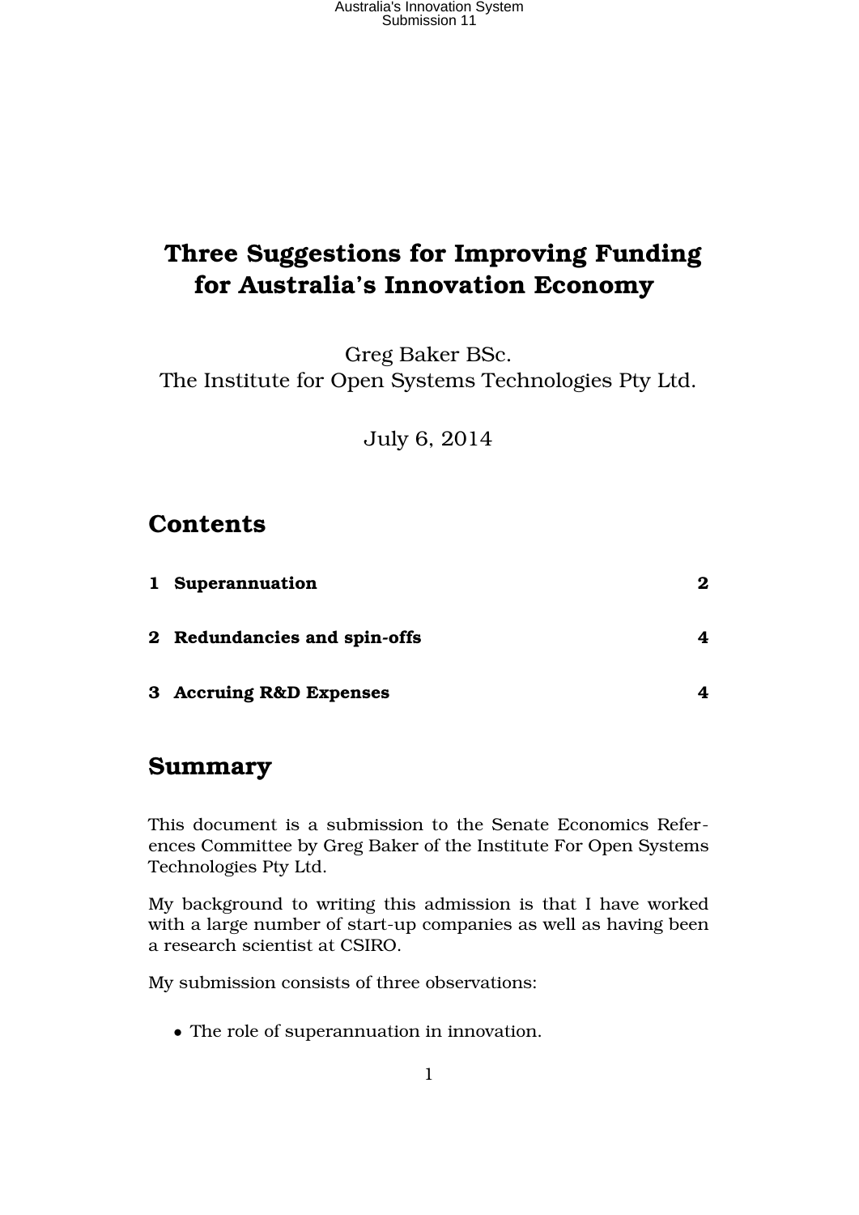# Three Suggestions for Improving Funding for Australia's Innovation Economy

Greg Baker BSc.
The Institute for Open Systems Technologies Pty Ltd.

July 6, 2014

## Contents

| | | |
|---|---|---|
| **1** | **Superannuation** | **2** |
| **2** | **Redundancies and spin-offs** | **4** |
| **3** | **Accruing R&D Expenses** | **4** |

## Summary

This document is a submission to the Senate Economics References Committee by Greg Baker of the Institute For Open Systems Technologies Pty Ltd.

My background to writing this admission is that I have worked with a large number of start-up companies as well as having been a research scientist at CSIRO.

My submission consists of three observations:

- The role of superannuation in innovation.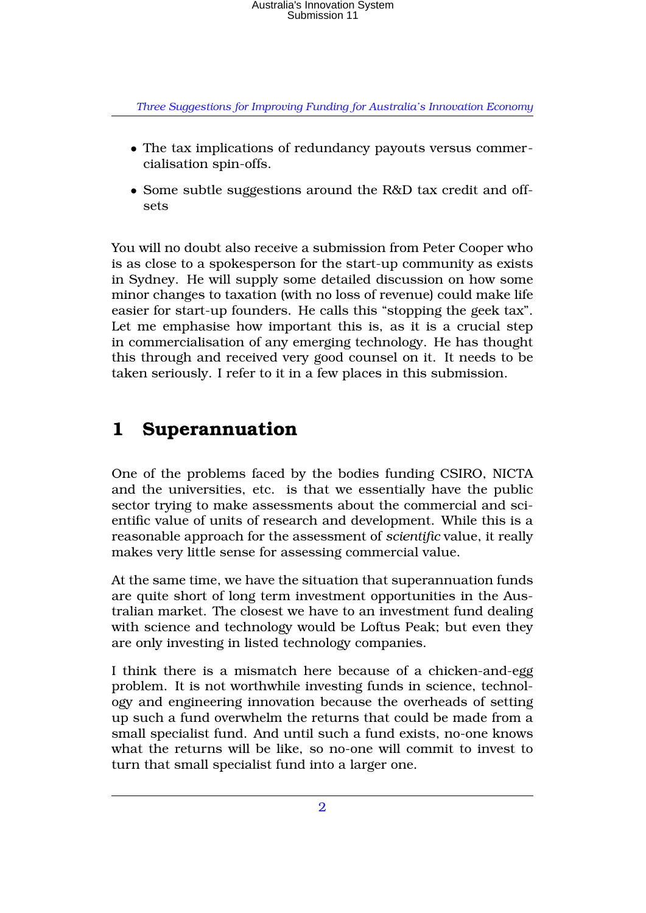- The tax implications of redundancy payouts versus commercialisation spin-offs.
- Some subtle suggestions around the R&D tax credit and offsets

You will no doubt also receive a submission from Peter Cooper who is as close to a spokesperson for the start-up community as exists in Sydney. He will supply some detailed discussion on how some minor changes to taxation (with no loss of revenue) could make life easier for start-up founders. He calls this "stopping the geek tax". Let me emphasise how important this is, as it is a crucial step in commercialisation of any emerging technology. He has thought this through and received very good counsel on it. It needs to be taken seriously. I refer to it in a few places in this submission.

## 1 Superannuation

One of the problems faced by the bodies funding CSIRO, NICTA and the universities, etc. is that we essentially have the public sector trying to make assessments about the commercial and scientific value of units of research and development. While this is a reasonable approach for the assessment of *scientific* value, it really makes very little sense for assessing commercial value.

At the same time, we have the situation that superannuation funds are quite short of long term investment opportunities in the Australian market. The closest we have to an investment fund dealing with science and technology would be Loftus Peak; but even they are only investing in listed technology companies.

I think there is a mismatch here because of a chicken-and-egg problem. It is not worthwhile investing funds in science, technology and engineering innovation because the overheads of setting up such a fund overwhelm the returns that could be made from a small specialist fund. And until such a fund exists, no-one knows what the returns will be like, so no-one will commit to invest to turn that small specialist fund into a larger one.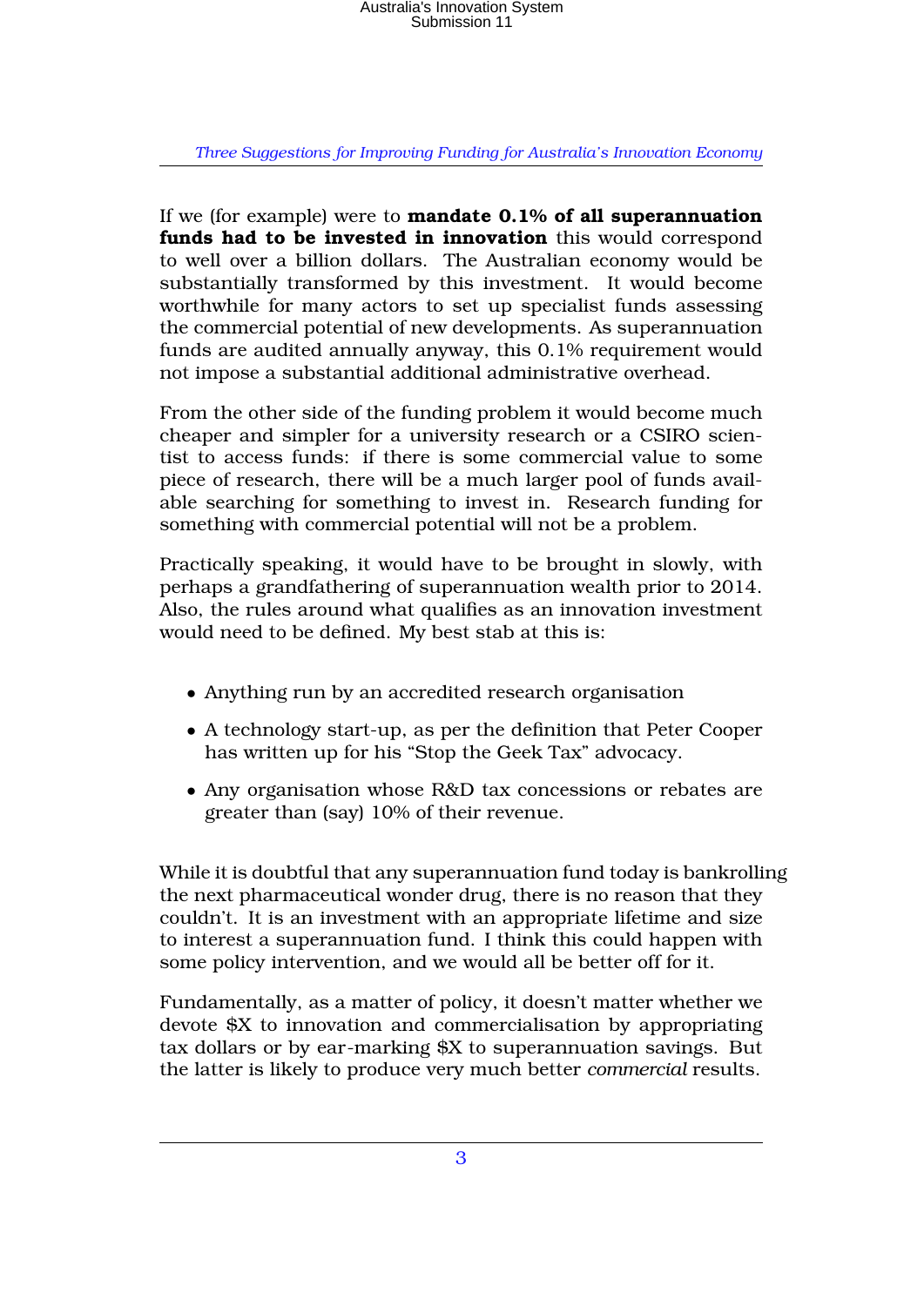If we (for example) were to **mandate 0.1% of all superannuation funds had to be invested in innovation** this would correspond to well over a billion dollars. The Australian economy would be substantially transformed by this investment. It would become worthwhile for many actors to set up specialist funds assessing the commercial potential of new developments. As superannuation funds are audited annually anyway, this 0.1% requirement would not impose a substantial additional administrative overhead.

From the other side of the funding problem it would become much cheaper and simpler for a university research or a CSIRO scientist to access funds: if there is some commercial value to some piece of research, there will be a much larger pool of funds available searching for something to invest in. Research funding for something with commercial potential will not be a problem.

Practically speaking, it would have to be brought in slowly, with perhaps a grandfathering of superannuation wealth prior to 2014. Also, the rules around what qualifies as an innovation investment would need to be defined. My best stab at this is:

- Anything run by an accredited research organisation
- A technology start-up, as per the definition that Peter Cooper has written up for his "Stop the Geek Tax" advocacy.
- Any organisation whose R&D tax concessions or rebates are greater than (say) 10% of their revenue.

While it is doubtful that any superannuation fund today is bankrolling the next pharmaceutical wonder drug, there is no reason that they couldn't. It is an investment with an appropriate lifetime and size to interest a superannuation fund. I think this could happen with some policy intervention, and we would all be better off for it.

Fundamentally, as a matter of policy, it doesn't matter whether we devote $X to innovation and commercialisation by appropriating tax dollars or by ear-marking $X to superannuation savings. But the latter is likely to produce very much better *commercial* results.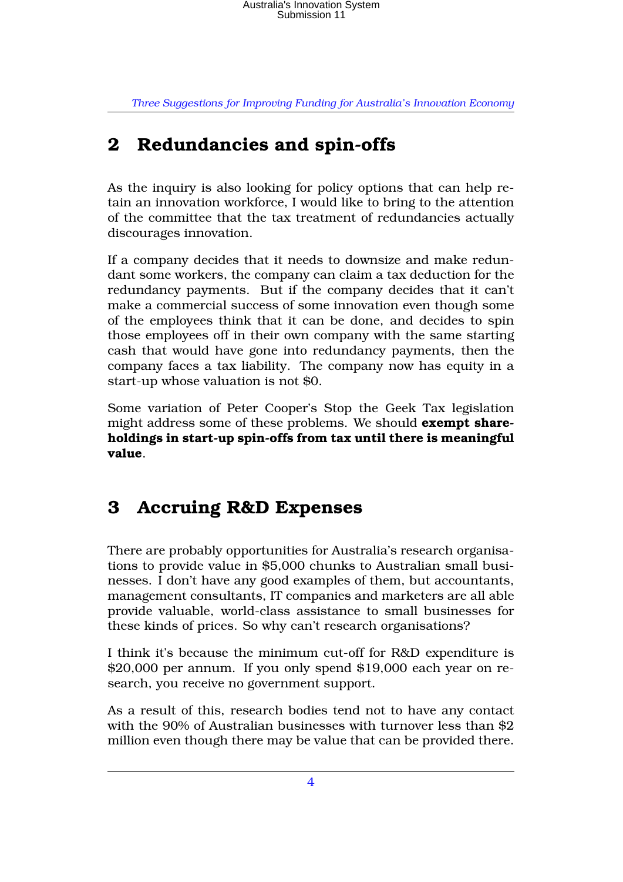## 2 Redundancies and spin-offs

As the inquiry is also looking for policy options that can help retain an innovation workforce, I would like to bring to the attention of the committee that the tax treatment of redundancies actually discourages innovation.

If a company decides that it needs to downsize and make redundant some workers, the company can claim a tax deduction for the redundancy payments. But if the company decides that it can't make a commercial success of some innovation even though some of the employees think that it can be done, and decides to spin those employees off in their own company with the same starting cash that would have gone into redundancy payments, then the company faces a tax liability. The company now has equity in a start-up whose valuation is not $0.

Some variation of Peter Cooper's Stop the Geek Tax legislation might address some of these problems. We should **exempt shareholdings in start-up spin-offs from tax until there is meaningful value**.

## 3 Accruing R&D Expenses

There are probably opportunities for Australia's research organisations to provide value in $5,000 chunks to Australian small businesses. I don't have any good examples of them, but accountants, management consultants, IT companies and marketers are all able provide valuable, world-class assistance to small businesses for these kinds of prices. So why can't research organisations?

I think it's because the minimum cut-off for R&D expenditure is $20,000 per annum. If you only spend $19,000 each year on research, you receive no government support.

As a result of this, research bodies tend not to have any contact with the 90% of Australian businesses with turnover less than $2 million even though there may be value that can be provided there.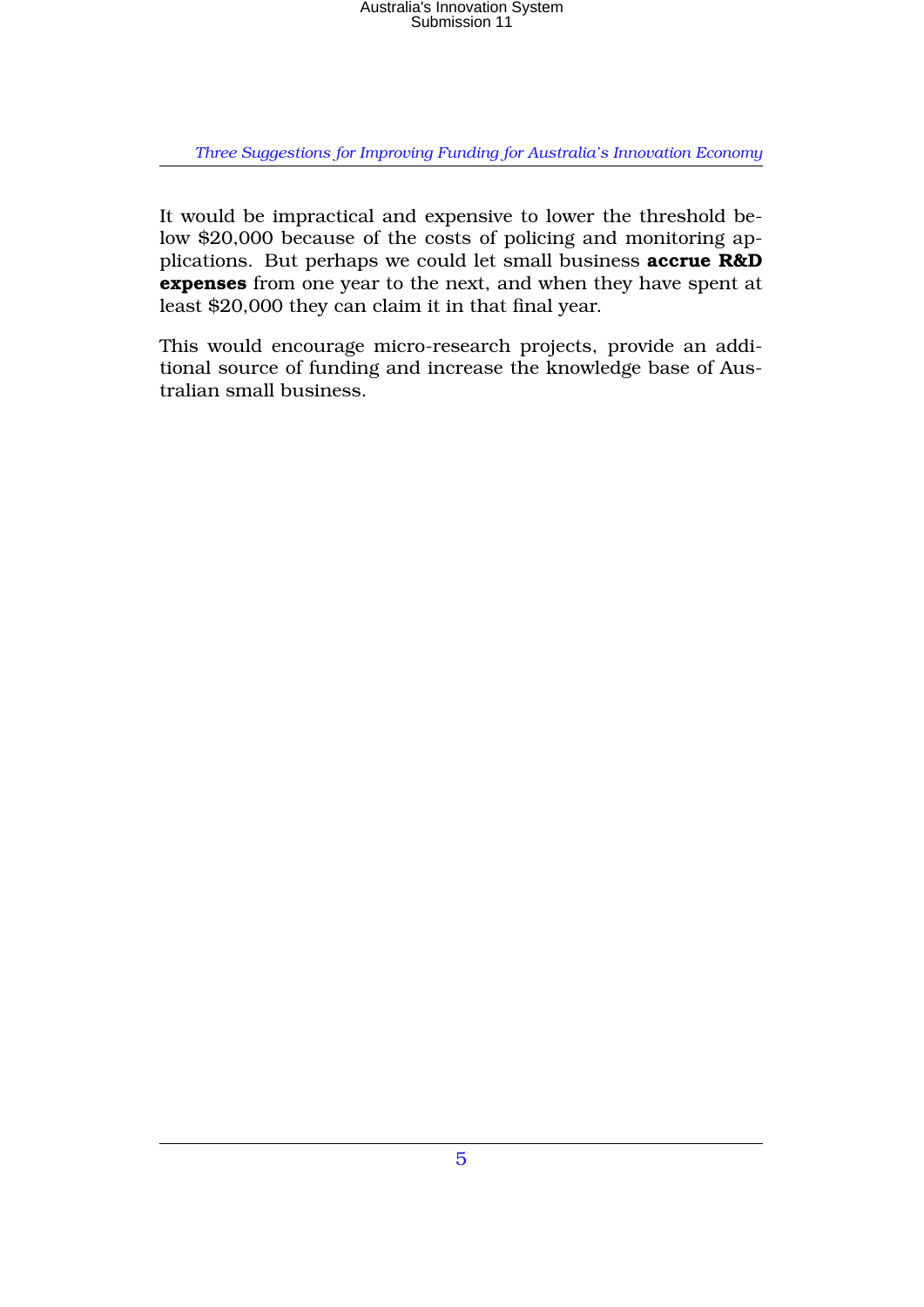It would be impractical and expensive to lower the threshold below $20,000 because of the costs of policing and monitoring applications. But perhaps we could let small business **accrue R&D expenses** from one year to the next, and when they have spent at least $20,000 they can claim it in that final year.

This would encourage micro-research projects, provide an additional source of funding and increase the knowledge base of Australian small business.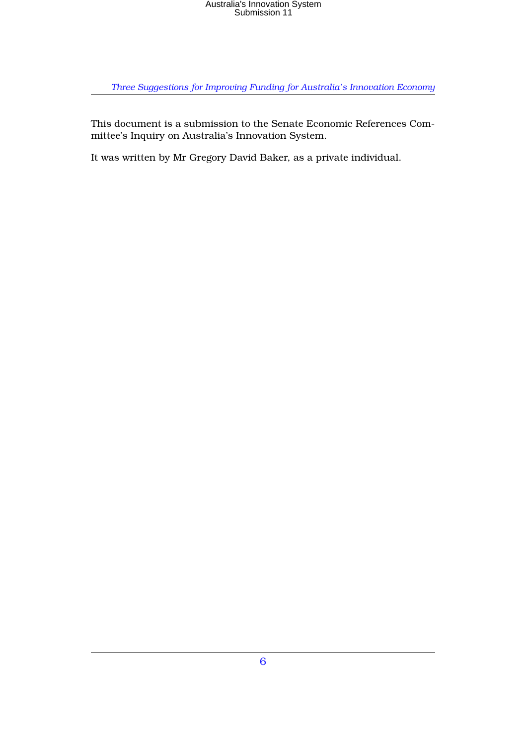This document is a submission to the Senate Economic References Committee's Inquiry on Australia's Innovation System.

It was written by Mr Gregory David Baker, as a private individual.